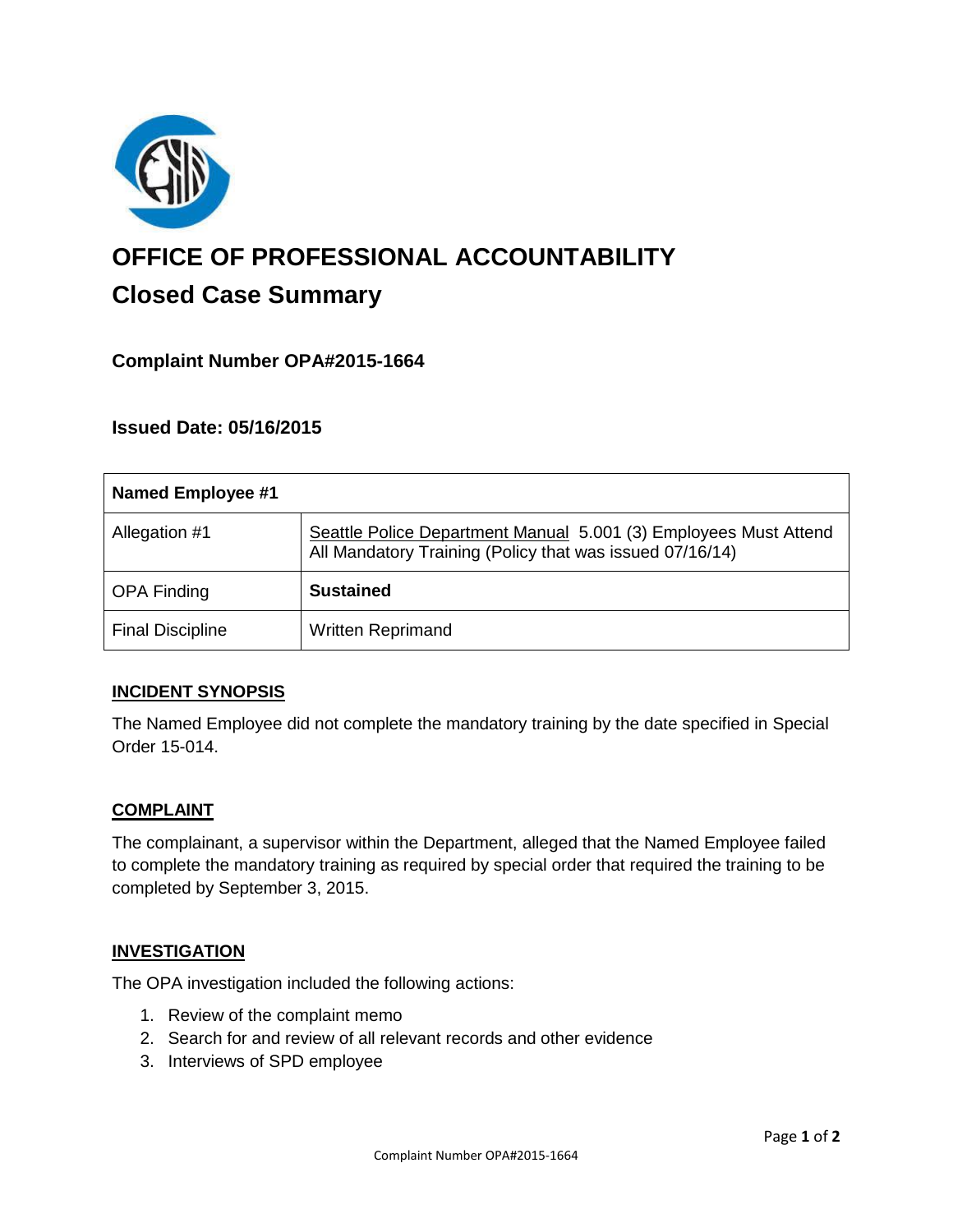# OFFICE OF PROFESSIONAL ACCOUNTABILITY

## Closed Case Summary

### Complaint Number OPA#2015-1664

### Issued Date: 05/16/2015

| Named Employee #1 | |
|---|---|
| Allegation #1 | Seattle Police Department Manual 5.001 (3) Employees Must Attend All Mandatory Training (Policy that was issued 07/16/14) |
| OPA Finding | **Sustained** |
| Final Discipline | Written Reprimand |

**INCIDENT SYNOPSIS**

The Named Employee did not complete the mandatory training by the date specified in Special Order 15-014.

**COMPLAINT**

The complainant, a supervisor within the Department, alleged that the Named Employee failed to complete the mandatory training as required by special order that required the training to be completed by September 3, 2015.

**INVESTIGATION**

The OPA investigation included the following actions:

1. Review of the complaint memo
2. Search for and review of all relevant records and other evidence
3. Interviews of SPD employee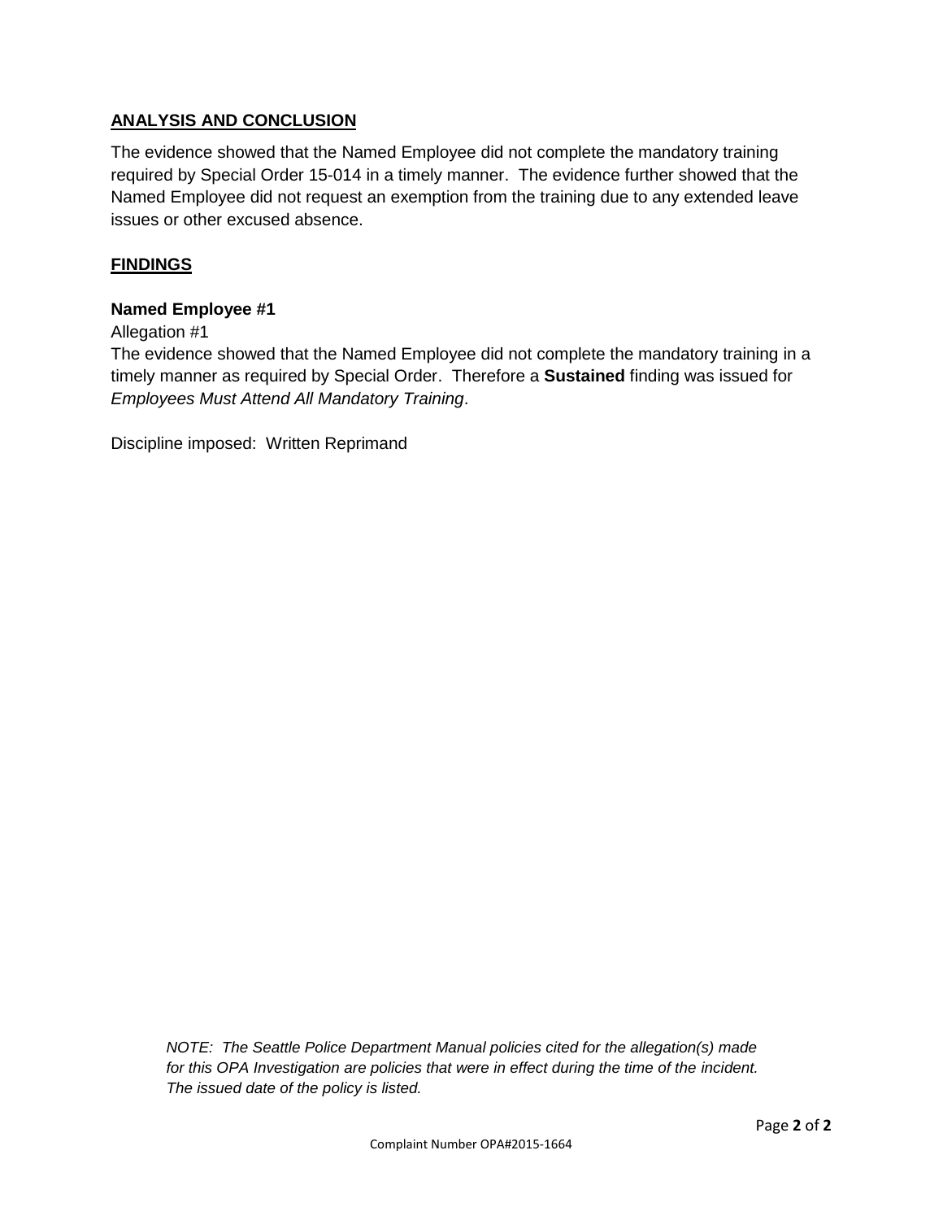## ANALYSIS AND CONCLUSION

The evidence showed that the Named Employee did not complete the mandatory training required by Special Order 15-014 in a timely manner. The evidence further showed that the Named Employee did not request an exemption from the training due to any extended leave issues or other excused absence.

## FINDINGS

**Named Employee #1**

Allegation #1

The evidence showed that the Named Employee did not complete the mandatory training in a timely manner as required by Special Order. Therefore a **Sustained** finding was issued for *Employees Must Attend All Mandatory Training*.

Discipline imposed: Written Reprimand

*NOTE: The Seattle Police Department Manual policies cited for the allegation(s) made for this OPA Investigation are policies that were in effect during the time of the incident. The issued date of the policy is listed.*

Complaint Number OPA#2015-1664